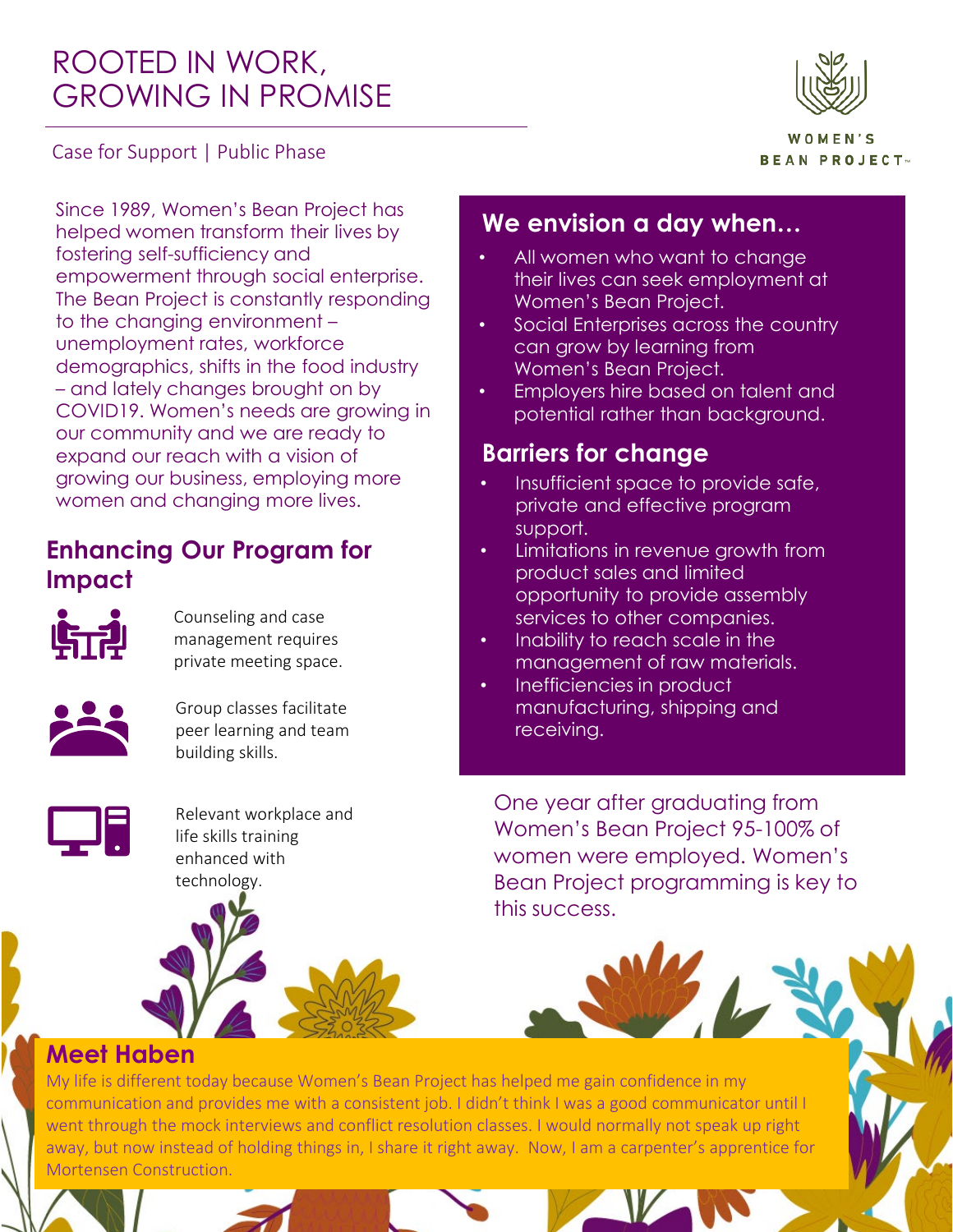# ROOTED IN WORK, GROWING IN PROMISE

Case for Support | Public Phase

WOMEN'S BEAN PROJECT™

Since 1989, Women's Bean Project has helped women transform their lives by fostering self-sufficiency and empowerment through social enterprise. The Bean Project is constantly responding to the changing environment – unemployment rates, workforce demographics, shifts in the food industry – and lately changes brought on by COVID19. Women's needs are growing in our community and we are ready to expand our reach with a vision of growing our business, employing more women and changing more lives.

## Enhancing Our Program for Impact

Counseling and case management requires private meeting space.

Group classes facilitate peer learning and team building skills.

Relevant workplace and life skills training enhanced with technology.

## We envision a day when…

- All women who want to change their lives can seek employment at Women's Bean Project.
- Social Enterprises across the country can grow by learning from Women's Bean Project.
- Employers hire based on talent and potential rather than background.

## Barriers for change

- Insufficient space to provide safe, private and effective program support.
- Limitations in revenue growth from product sales and limited opportunity to provide assembly services to other companies.
- Inability to reach scale in the management of raw materials.
- Inefficiencies in product manufacturing, shipping and receiving.

One year after graduating from Women's Bean Project 95-100% of women were employed. Women's Bean Project programming is key to this success.

## Meet Haben

My life is different today because Women's Bean Project has helped me gain confidence in my communication and provides me with a consistent job. I didn't think I was a good communicator until I went through the mock interviews and conflict resolution classes. I would normally not speak up right away, but now instead of holding things in, I share it right away. Now, I am a carpenter's apprentice for Mortensen Construction.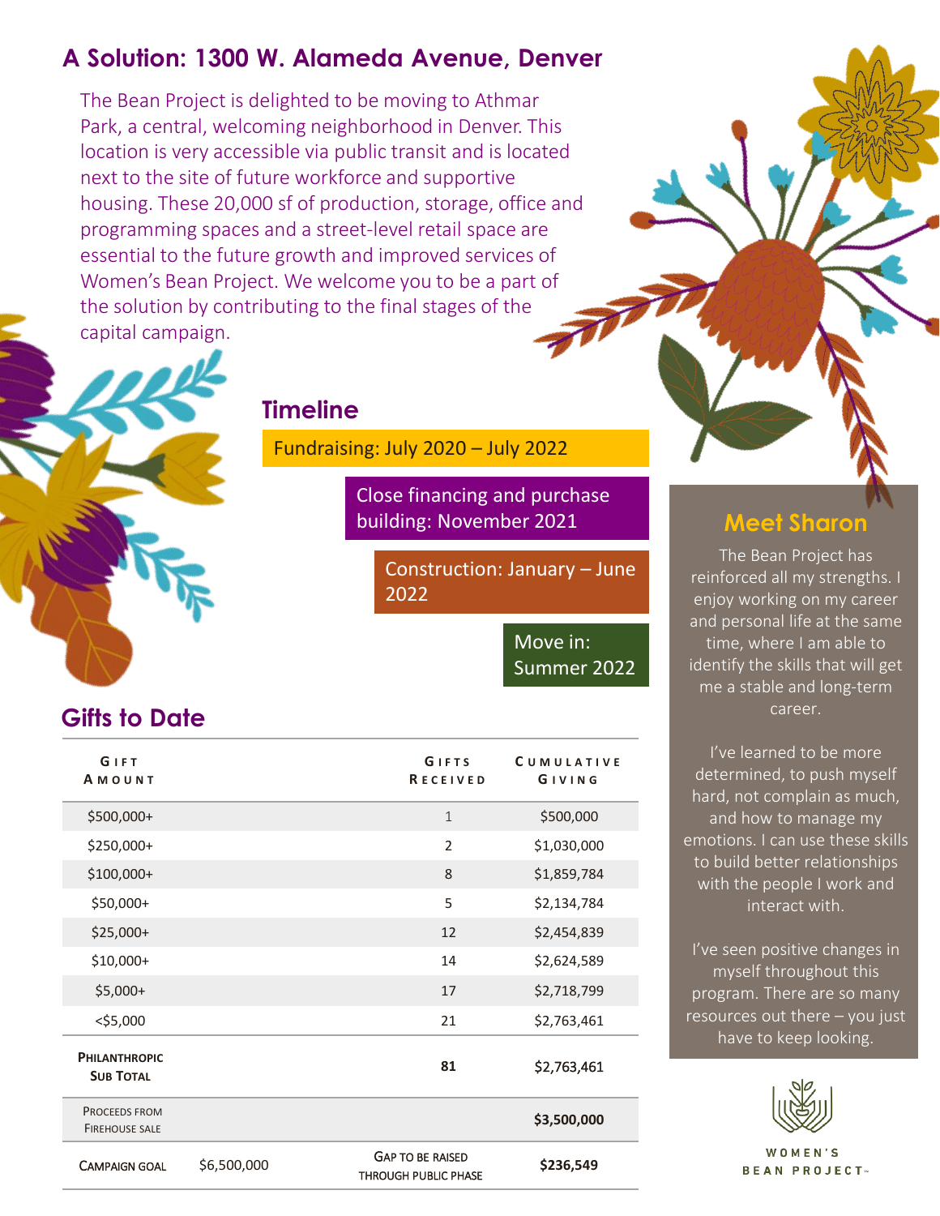## A Solution: 1300 W. Alameda Avenue, Denver

The Bean Project is delighted to be moving to Athmar Park, a central, welcoming neighborhood in Denver. This location is very accessible via public transit and is located next to the site of future workforce and supportive housing. These 20,000 sf of production, storage, office and programming spaces and a street-level retail space are essential to the future growth and improved services of Women's Bean Project. We welcome you to be a part of the solution by contributing to the final stages of the capital campaign.

## Timeline

- Fundraising: July 2020 – July 2022
- Close financing and purchase building: November 2021
- Construction: January – June 2022
- Move in: Summer 2022

## Gifts to Date

| Gift Amount | | Gifts Received | Cumulative Giving |
|---|---|---|---|
| $500,000+ | | 1 | $500,000 |
| $250,000+ | | 2 | $1,030,000 |
| $100,000+ | | 8 | $1,859,784 |
| $50,000+ | | 5 | $2,134,784 |
| $25,000+ | | 12 | $2,454,839 |
| $10,000+ | | 14 | $2,624,589 |
| $5,000+ | | 17 | $2,718,799 |
| <$5,000 | | 21 | $2,763,461 |
| **Philanthropic Sub Total** | | **81** | **$2,763,461** |
| Proceeds from Firehouse sale | | | **$3,500,000** |
| Campaign Goal | $6,500,000 | Gap to be raised through public phase | **$236,549** |

## Meet Sharon

The Bean Project has reinforced all my strengths. I enjoy working on my career and personal life at the same time, where I am able to identify the skills that will get me a stable and long-term career.

I've learned to be more determined, to push myself hard, not complain as much, and how to manage my emotions. I can use these skills to build better relationships with the people I work and interact with.

I've seen positive changes in myself throughout this program. There are so many resources out there – you just have to keep looking.

WOMEN'S BEAN PROJECT™